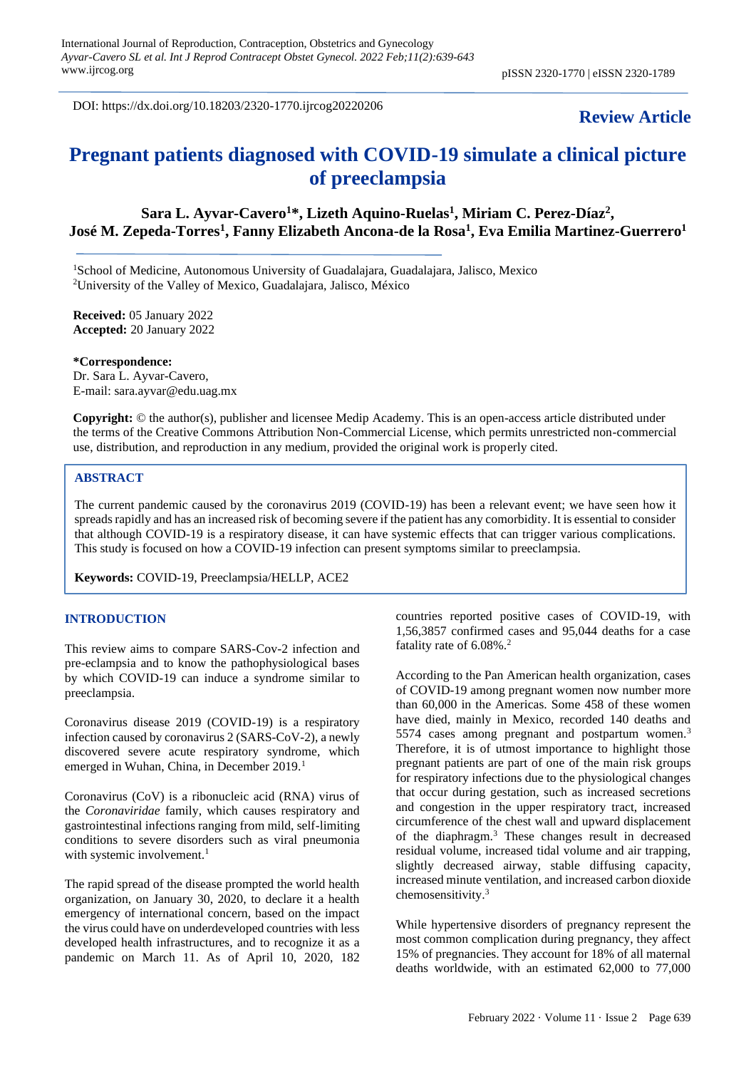DOI: https://dx.doi.org/10.18203/2320-1770.ijrcog20220206

**Review Article**

# Pregnant patients diagnosed with COVID-19 simulate a clinical picture of preeclampsia

**Sara L. Ayvar-Cavero[1]*, Lizeth Aquino-Ruelas[1], Miriam C. Perez-Díaz[2], José M. Zepeda-Torres[1], Fanny Elizabeth Ancona-de la Rosa[1], Eva Emilia Martinez-Guerrero[1]**

[1]School of Medicine, Autonomous University of Guadalajara, Guadalajara, Jalisco, Mexico
[2]University of the Valley of Mexico, Guadalajara, Jalisco, México

**Received:** 05 January 2022
**Accepted:** 20 January 2022

**\*Correspondence:**
Dr. Sara L. Ayvar-Cavero,
E-mail: sara.ayvar@edu.uag.mx

**Copyright:** © the author(s), publisher and licensee Medip Academy. This is an open-access article distributed under the terms of the Creative Commons Attribution Non-Commercial License, which permits unrestricted non-commercial use, distribution, and reproduction in any medium, provided the original work is properly cited.

## ABSTRACT

The current pandemic caused by the coronavirus 2019 (COVID-19) has been a relevant event; we have seen how it spreads rapidly and has an increased risk of becoming severe if the patient has any comorbidity. It is essential to consider that although COVID-19 is a respiratory disease, it can have systemic effects that can trigger various complications. This study is focused on how a COVID-19 infection can present symptoms similar to preeclampsia.

**Keywords:** COVID-19, Preeclampsia/HELLP, ACE2

## INTRODUCTION

This review aims to compare SARS-Cov-2 infection and pre-eclampsia and to know the pathophysiological bases by which COVID-19 can induce a syndrome similar to preeclampsia.

Coronavirus disease 2019 (COVID-19) is a respiratory infection caused by coronavirus 2 (SARS-CoV-2), a newly discovered severe acute respiratory syndrome, which emerged in Wuhan, China, in December 2019.[1]

Coronavirus (CoV) is a ribonucleic acid (RNA) virus of the *Coronaviridae* family, which causes respiratory and gastrointestinal infections ranging from mild, self-limiting conditions to severe disorders such as viral pneumonia with systemic involvement.[1]

The rapid spread of the disease prompted the world health organization, on January 30, 2020, to declare it a health emergency of international concern, based on the impact the virus could have on underdeveloped countries with less developed health infrastructures, and to recognize it as a pandemic on March 11. As of April 10, 2020, 182 countries reported positive cases of COVID-19, with 1,56,3857 confirmed cases and 95,044 deaths for a case fatality rate of 6.08%.[2]

According to the Pan American health organization, cases of COVID-19 among pregnant women now number more than 60,000 in the Americas. Some 458 of these women have died, mainly in Mexico, recorded 140 deaths and 5574 cases among pregnant and postpartum women.[3] Therefore, it is of utmost importance to highlight those pregnant patients are part of one of the main risk groups for respiratory infections due to the physiological changes that occur during gestation, such as increased secretions and congestion in the upper respiratory tract, increased circumference of the chest wall and upward displacement of the diaphragm.[3] These changes result in decreased residual volume, increased tidal volume and air trapping, slightly decreased airway, stable diffusing capacity, increased minute ventilation, and increased carbon dioxide chemosensitivity.[3]

While hypertensive disorders of pregnancy represent the most common complication during pregnancy, they affect 15% of pregnancies. They account for 18% of all maternal deaths worldwide, with an estimated 62,000 to 77,000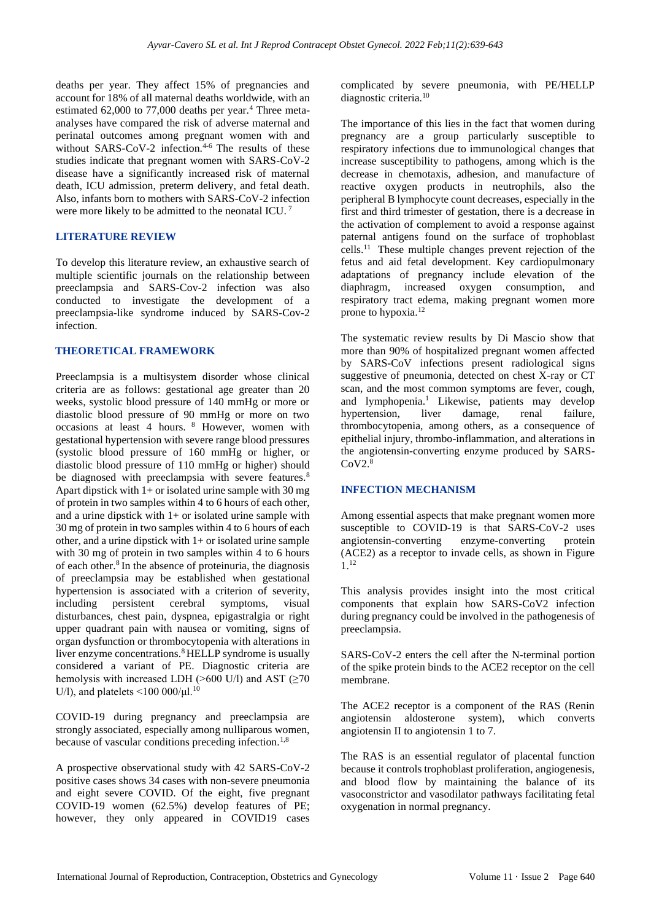deaths per year. They affect 15% of pregnancies and account for 18% of all maternal deaths worldwide, with an estimated 62,000 to 77,000 deaths per year.[4] Three meta-analyses have compared the risk of adverse maternal and perinatal outcomes among pregnant women with and without SARS-CoV-2 infection.[4-6] The results of these studies indicate that pregnant women with SARS-CoV-2 disease have a significantly increased risk of maternal death, ICU admission, preterm delivery, and fetal death. Also, infants born to mothers with SARS-CoV-2 infection were more likely to be admitted to the neonatal ICU.[7]

## LITERATURE REVIEW

To develop this literature review, an exhaustive search of multiple scientific journals on the relationship between preeclampsia and SARS-Cov-2 infection was also conducted to investigate the development of a preeclampsia-like syndrome induced by SARS-Cov-2 infection.

## THEORETICAL FRAMEWORK

Preeclampsia is a multisystem disorder whose clinical criteria are as follows: gestational age greater than 20 weeks, systolic blood pressure of 140 mmHg or more or diastolic blood pressure of 90 mmHg or more on two occasions at least 4 hours.[8] However, women with gestational hypertension with severe range blood pressures (systolic blood pressure of 160 mmHg or higher, or diastolic blood pressure of 110 mmHg or higher) should be diagnosed with preeclampsia with severe features.[8] Apart dipstick with 1+ or isolated urine sample with 30 mg of protein in two samples within 4 to 6 hours of each other, and a urine dipstick with 1+ or isolated urine sample with 30 mg of protein in two samples within 4 to 6 hours of each other, and a urine dipstick with 1+ or isolated urine sample with 30 mg of protein in two samples within 4 to 6 hours of each other.[8] In the absence of proteinuria, the diagnosis of preeclampsia may be established when gestational hypertension is associated with a criterion of severity, including persistent cerebral symptoms, visual disturbances, chest pain, dyspnea, epigastralgia or right upper quadrant pain with nausea or vomiting, signs of organ dysfunction or thrombocytopenia with alterations in liver enzyme concentrations.[8] HELLP syndrome is usually considered a variant of PE. Diagnostic criteria are hemolysis with increased LDH (>600 U/l) and AST (≥70 U/l), and platelets <100 000/μl.[10]

COVID-19 during pregnancy and preeclampsia are strongly associated, especially among nulliparous women, because of vascular conditions preceding infection.[1,8]

A prospective observational study with 42 SARS-CoV-2 positive cases shows 34 cases with non-severe pneumonia and eight severe COVID. Of the eight, five pregnant COVID-19 women (62.5%) develop features of PE; however, they only appeared in COVID19 cases complicated by severe pneumonia, with PE/HELLP diagnostic criteria.[10]

The importance of this lies in the fact that women during pregnancy are a group particularly susceptible to respiratory infections due to immunological changes that increase susceptibility to pathogens, among which is the decrease in chemotaxis, adhesion, and manufacture of reactive oxygen products in neutrophils, also the peripheral B lymphocyte count decreases, especially in the first and third trimester of gestation, there is a decrease in the activation of complement to avoid a response against paternal antigens found on the surface of trophoblast cells.[11] These multiple changes prevent rejection of the fetus and aid fetal development. Key cardiopulmonary adaptations of pregnancy include elevation of the diaphragm, increased oxygen consumption, and respiratory tract edema, making pregnant women more prone to hypoxia.[12]

The systematic review results by Di Mascio show that more than 90% of hospitalized pregnant women affected by SARS-CoV infections present radiological signs suggestive of pneumonia, detected on chest X-ray or CT scan, and the most common symptoms are fever, cough, and lymphopenia.[1] Likewise, patients may develop hypertension, liver damage, renal failure, thrombocytopenia, among others, as a consequence of epithelial injury, thrombo-inflammation, and alterations in the angiotensin-converting enzyme produced by SARS-CoV2.[8]

## INFECTION MECHANISM

Among essential aspects that make pregnant women more susceptible to COVID-19 is that SARS-CoV-2 uses angiotensin-converting enzyme-converting protein (ACE2) as a receptor to invade cells, as shown in Figure 1.[12]

This analysis provides insight into the most critical components that explain how SARS-CoV2 infection during pregnancy could be involved in the pathogenesis of preeclampsia.

SARS-CoV-2 enters the cell after the N-terminal portion of the spike protein binds to the ACE2 receptor on the cell membrane.

The ACE2 receptor is a component of the RAS (Renin angiotensin aldosterone system), which converts angiotensin II to angiotensin 1 to 7.

The RAS is an essential regulator of placental function because it controls trophoblast proliferation, angiogenesis, and blood flow by maintaining the balance of its vasoconstrictor and vasodilator pathways facilitating fetal oxygenation in normal pregnancy.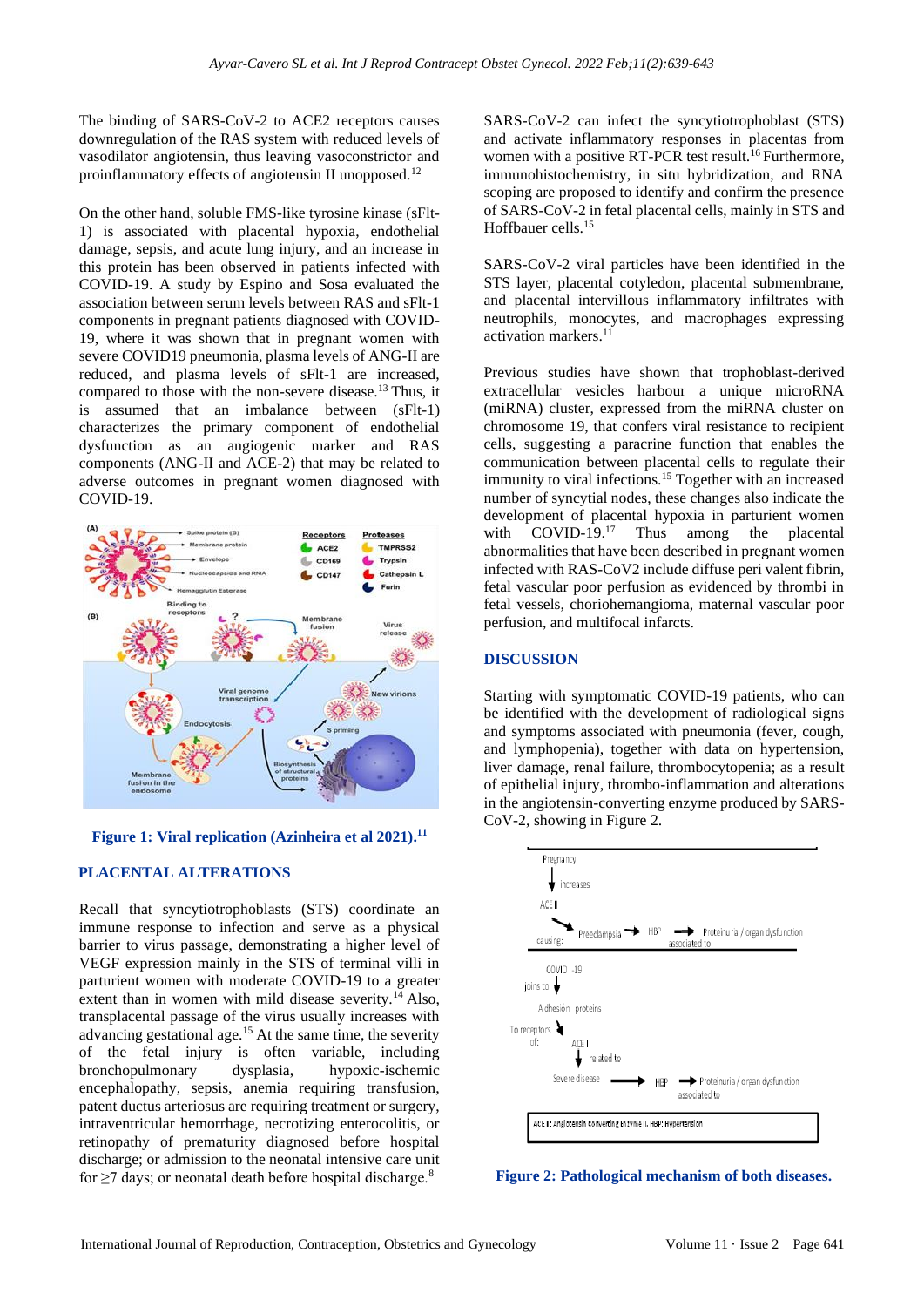The binding of SARS-CoV-2 to ACE2 receptors causes downregulation of the RAS system with reduced levels of vasodilator angiotensin, thus leaving vasoconstrictor and proinflammatory effects of angiotensin II unopposed.[12]

On the other hand, soluble FMS-like tyrosine kinase (sFlt-1) is associated with placental hypoxia, endothelial damage, sepsis, and acute lung injury, and an increase in this protein has been observed in patients infected with COVID-19. A study by Espino and Sosa evaluated the association between serum levels between RAS and sFlt-1 components in pregnant patients diagnosed with COVID-19, where it was shown that in pregnant women with severe COVID19 pneumonia, plasma levels of ANG-II are reduced, and plasma levels of sFlt-1 are increased, compared to those with the non-severe disease.[13] Thus, it is assumed that an imbalance between (sFlt-1) characterizes the primary component of endothelial dysfunction as an angiogenic marker and RAS components (ANG-II and ACE-2) that may be related to adverse outcomes in pregnant women diagnosed with COVID-19.

**Figure 1: Viral replication (Azinheira et al 2021).[11]**

## PLACENTAL ALTERATIONS

Recall that syncytiotrophoblasts (STS) coordinate an immune response to infection and serve as a physical barrier to virus passage, demonstrating a higher level of VEGF expression mainly in the STS of terminal villi in parturient women with moderate COVID-19 to a greater extent than in women with mild disease severity.[14] Also, transplacental passage of the virus usually increases with advancing gestational age.[15] At the same time, the severity of the fetal injury is often variable, including bronchopulmonary dysplasia, hypoxic-ischemic encephalopathy, sepsis, anemia requiring transfusion, patent ductus arteriosus are requiring treatment or surgery, intraventricular hemorrhage, necrotizing enterocolitis, or retinopathy of prematurity diagnosed before hospital discharge; or admission to the neonatal intensive care unit for ≥7 days; or neonatal death before hospital discharge.[8]

SARS-CoV-2 can infect the syncytiotrophoblast (STS) and activate inflammatory responses in placentas from women with a positive RT-PCR test result.[16] Furthermore, immunohistochemistry, in situ hybridization, and RNA scoping are proposed to identify and confirm the presence of SARS-CoV-2 in fetal placental cells, mainly in STS and Hoffbauer cells.[15]

SARS-CoV-2 viral particles have been identified in the STS layer, placental cotyledon, placental submembrane, and placental intervillous inflammatory infiltrates with neutrophils, monocytes, and macrophages expressing activation markers.[11]

Previous studies have shown that trophoblast-derived extracellular vesicles harbour a unique microRNA (miRNA) cluster, expressed from the miRNA cluster on chromosome 19, that confers viral resistance to recipient cells, suggesting a paracrine function that enables the communication between placental cells to regulate their immunity to viral infections.[15] Together with an increased number of syncytial nodes, these changes also indicate the development of placental hypoxia in parturient women with COVID-19.[17] Thus among the placental abnormalities that have been described in pregnant women infected with RAS-CoV2 include diffuse peri valent fibrin, fetal vascular poor perfusion as evidenced by thrombi in fetal vessels, chorioheman­gioma, maternal vascular poor perfusion, and multifocal infarcts.

## DISCUSSION

Starting with symptomatic COVID-19 patients, who can be identified with the development of radiological signs and symptoms associated with pneumonia (fever, cough, and lymphopenia), together with data on hypertension, liver damage, renal failure, thrombocytopenia; as a result of epithelial injury, thrombo-inflammation and alterations in the angiotensin-converting enzyme produced by SARS-CoV-2, showing in Figure 2.

**Figure 2: Pathological mechanism of both diseases.**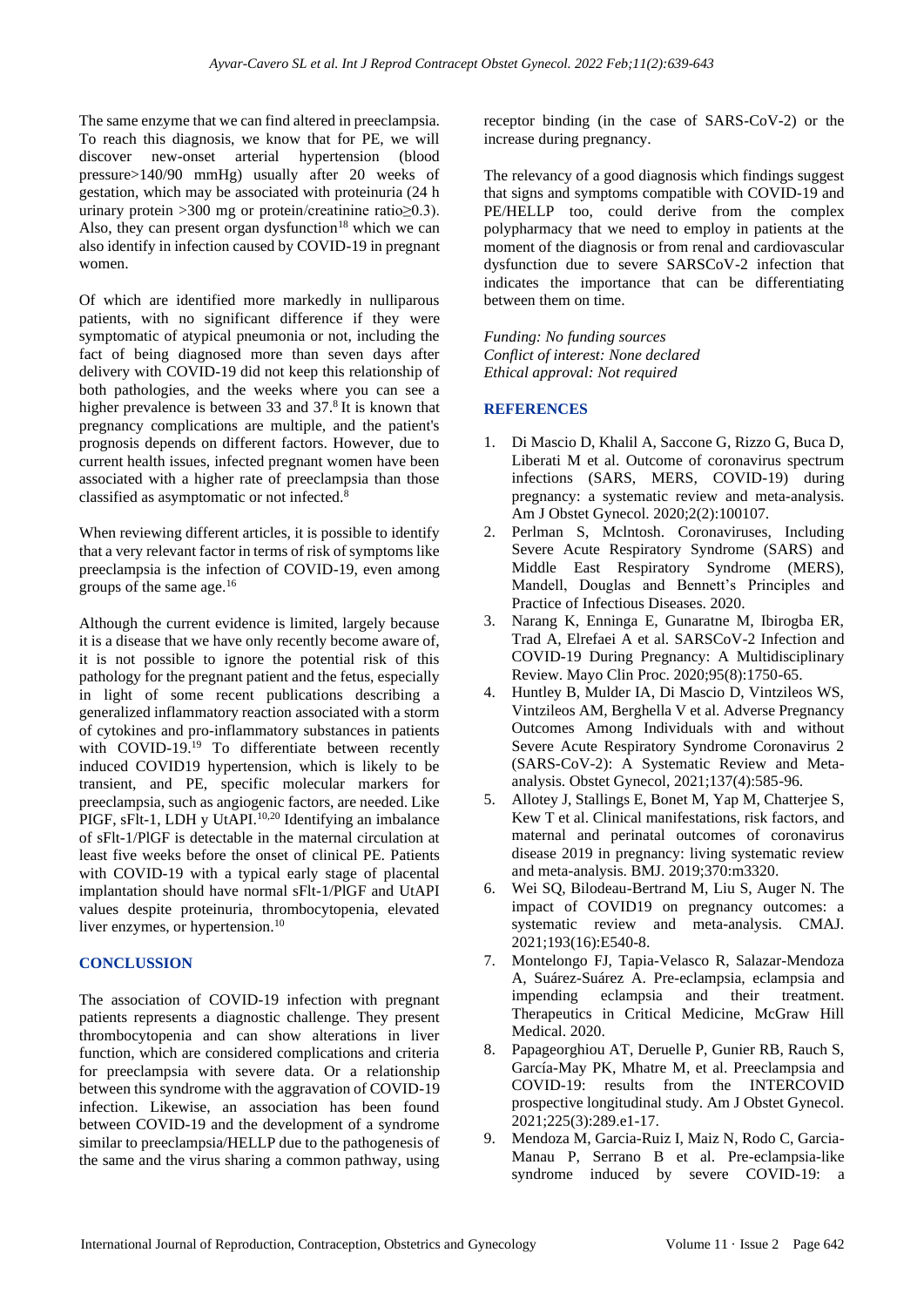The same enzyme that we can find altered in preeclampsia. To reach this diagnosis, we know that for PE, we will discover new-onset arterial hypertension (blood pressure>140/90 mmHg) usually after 20 weeks of gestation, which may be associated with proteinuria (24 h urinary protein >300 mg or protein/creatinine ratio≥0.3). Also, they can present organ dysfunction[18] which we can also identify in infection caused by COVID-19 in pregnant women.

Of which are identified more markedly in nulliparous patients, with no significant difference if they were symptomatic of atypical pneumonia or not, including the fact of being diagnosed more than seven days after delivery with COVID-19 did not keep this relationship of both pathologies, and the weeks where you can see a higher prevalence is between 33 and 37.[8] It is known that pregnancy complications are multiple, and the patient's prognosis depends on different factors. However, due to current health issues, infected pregnant women have been associated with a higher rate of preeclampsia than those classified as asymptomatic or not infected.[8]

When reviewing different articles, it is possible to identify that a very relevant factor in terms of risk of symptoms like preeclampsia is the infection of COVID-19, even among groups of the same age.[16]

Although the current evidence is limited, largely because it is a disease that we have only recently become aware of, it is not possible to ignore the potential risk of this pathology for the pregnant patient and the fetus, especially in light of some recent publications describing a generalized inflammatory reaction associated with a storm of cytokines and pro-inflammatory substances in patients with COVID-19.[19] To differentiate between recently induced COVID19 hypertension, which is likely to be transient, and PE, specific molecular markers for preeclampsia, such as angiogenic factors, are needed. Like PIGF, sFlt-1, LDH y UtAPI.[10,20] Identifying an imbalance of sFlt-1/PlGF is detectable in the maternal circulation at least five weeks before the onset of clinical PE. Patients with COVID-19 with a typical early stage of placental implantation should have normal sFlt-1/PlGF and UtAPI values despite proteinuria, thrombocytopenia, elevated liver enzymes, or hypertension.[10]

## CONCLUSION

The association of COVID-19 infection with pregnant patients represents a diagnostic challenge. They present thrombocytopenia and can show alterations in liver function, which are considered complications and criteria for preeclampsia with severe data. Or a relationship between this syndrome with the aggravation of COVID-19 infection. Likewise, an association has been found between COVID-19 and the development of a syndrome similar to preeclampsia/HELLP due to the pathogenesis of the same and the virus sharing a common pathway, using receptor binding (in the case of SARS-CoV-2) or the increase during pregnancy.

The relevancy of a good diagnosis which findings suggest that signs and symptoms compatible with COVID-19 and PE/HELLP too, could derive from the complex polypharmacy that we need to employ in patients at the moment of the diagnosis or from renal and cardiovascular dysfunction due to severe SARSCoV-2 infection that indicates the importance that can be differentiating between them on time.

*Funding: No funding sources*
*Conflict of interest: None declared*
*Ethical approval: Not required*

## REFERENCES

1. Di Mascio D, Khalil A, Saccone G, Rizzo G, Buca D, Liberati M et al. Outcome of coronavirus spectrum infections (SARS, MERS, COVID-19) during pregnancy: a systematic review and meta-analysis. Am J Obstet Gynecol. 2020;2(2):100107.
2. Perlman S, Mclntosh. Coronaviruses, Including Severe Acute Respiratory Syndrome (SARS) and Middle East Respiratory Syndrome (MERS), Mandell, Douglas and Bennett's Principles and Practice of Infectious Diseases. 2020.
3. Narang K, Enninga E, Gunaratne M, Ibirogba ER, Trad A, Elrefaei A et al. SARSCoV-2 Infection and COVID-19 During Pregnancy: A Multidisciplinary Review. Mayo Clin Proc. 2020;95(8):1750-65.
4. Huntley B, Mulder IA, Di Mascio D, Vintzileos WS, Vintzileos AM, Berghella V et al. Adverse Pregnancy Outcomes Among Individuals with and without Severe Acute Respiratory Syndrome Coronavirus 2 (SARS-CoV-2): A Systematic Review and Meta-analysis. Obstet Gynecol, 2021;137(4):585-96.
5. Allotey J, Stallings E, Bonet M, Yap M, Chatterjee S, Kew T et al. Clinical manifestations, risk factors, and maternal and perinatal outcomes of coronavirus disease 2019 in pregnancy: living systematic review and meta-analysis. BMJ. 2019;370:m3320.
6. Wei SQ, Bilodeau-Bertrand M, Liu S, Auger N. The impact of COVID19 on pregnancy outcomes: a systematic review and meta-analysis. CMAJ. 2021;193(16):E540-8.
7. Montelongo FJ, Tapia-Velasco R, Salazar-Mendoza A, Suárez-Suárez A. Pre-eclampsia, eclampsia and impending eclampsia and their treatment. Therapeutics in Critical Medicine, McGraw Hill Medical. 2020.
8. Papageorghiou AT, Deruelle P, Gunier RB, Rauch S, García-May PK, Mhatre M, et al. Preeclampsia and COVID-19: results from the INTERCOVID prospective longitudinal study. Am J Obstet Gynecol. 2021;225(3):289.e1-17.
9. Mendoza M, Garcia-Ruiz I, Maiz N, Rodo C, Garcia-Manau P, Serrano B et al. Pre-eclampsia-like syndrome induced by severe COVID-19: a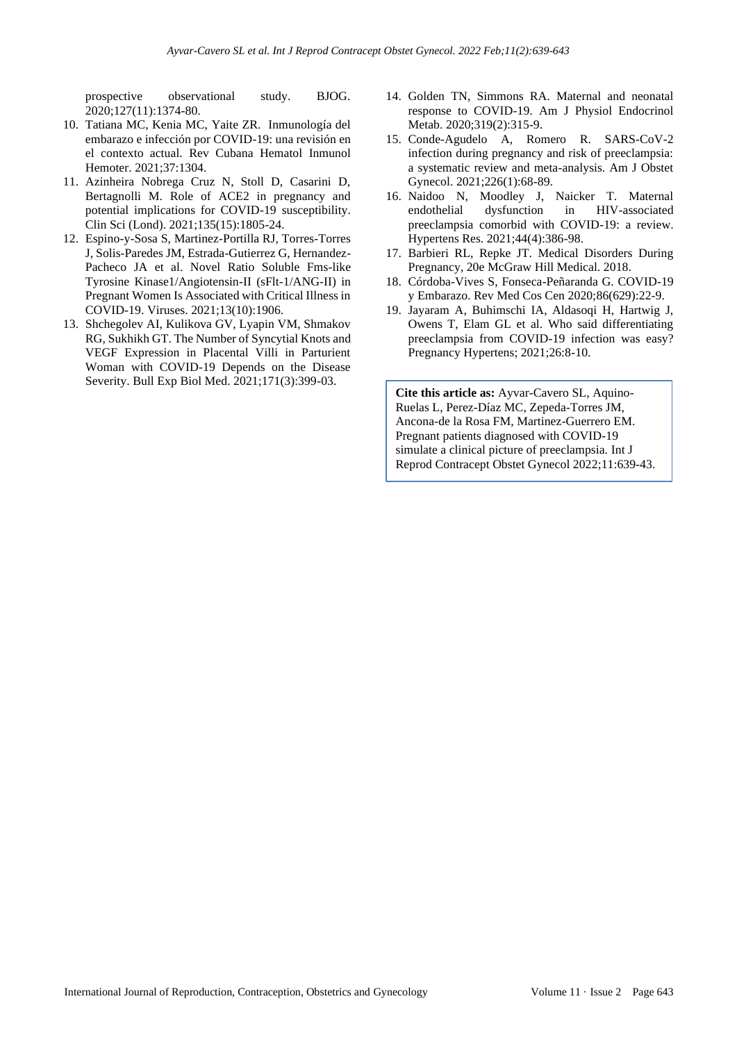prospective observational study. BJOG. 2020;127(11):1374-80.

10. Tatiana MC, Kenia MC, Yaite ZR. Inmunología del embarazo e infección por COVID-19: una revisión en el contexto actual. Rev Cubana Hematol Inmunol Hemoter. 2021;37:1304.
11. Azinheira Nobrega Cruz N, Stoll D, Casarini D, Bertagnolli M. Role of ACE2 in pregnancy and potential implications for COVID-19 susceptibility. Clin Sci (Lond). 2021;135(15):1805-24.
12. Espino-y-Sosa S, Martinez-Portilla RJ, Torres-Torres J, Solis-Paredes JM, Estrada-Gutierrez G, Hernandez-Pacheco JA et al. Novel Ratio Soluble Fms-like Tyrosine Kinase1/Angiotensin-II (sFlt-1/ANG-II) in Pregnant Women Is Associated with Critical Illness in COVID-19. Viruses. 2021;13(10):1906.
13. Shchegolev AI, Kulikova GV, Lyapin VM, Shmakov RG, Sukhikh GT. The Number of Syncytial Knots and VEGF Expression in Placental Villi in Parturient Woman with COVID-19 Depends on the Disease Severity. Bull Exp Biol Med. 2021;171(3):399-03.
14. Golden TN, Simmons RA. Maternal and neonatal response to COVID-19. Am J Physiol Endocrinol Metab. 2020;319(2):315-9.
15. Conde-Agudelo A, Romero R. SARS-CoV-2 infection during pregnancy and risk of preeclampsia: a systematic review and meta-analysis. Am J Obstet Gynecol. 2021;226(1):68-89.
16. Naidoo N, Moodley J, Naicker T. Maternal endothelial dysfunction in HIV-associated preeclampsia comorbid with COVID-19: a review. Hypertens Res. 2021;44(4):386-98.
17. Barbieri RL, Repke JT. Medical Disorders During Pregnancy, 20e McGraw Hill Medical. 2018.
18. Córdoba-Vives S, Fonseca-Peñaranda G. COVID-19 y Embarazo. Rev Med Cos Cen 2020;86(629):22-9.
19. Jayaram A, Buhimschi IA, Aldasoqi H, Hartwig J, Owens T, Elam GL et al. Who said differentiating preeclampsia from COVID-19 infection was easy? Pregnancy Hypertens; 2021;26:8-10.

**Cite this article as:** Ayvar-Cavero SL, Aquino-Ruelas L, Perez-Díaz MC, Zepeda-Torres JM, Ancona-de la Rosa FM, Martinez-Guerrero EM. Pregnant patients diagnosed with COVID-19 simulate a clinical picture of preeclampsia. Int J Reprod Contracept Obstet Gynecol 2022;11:639-43.